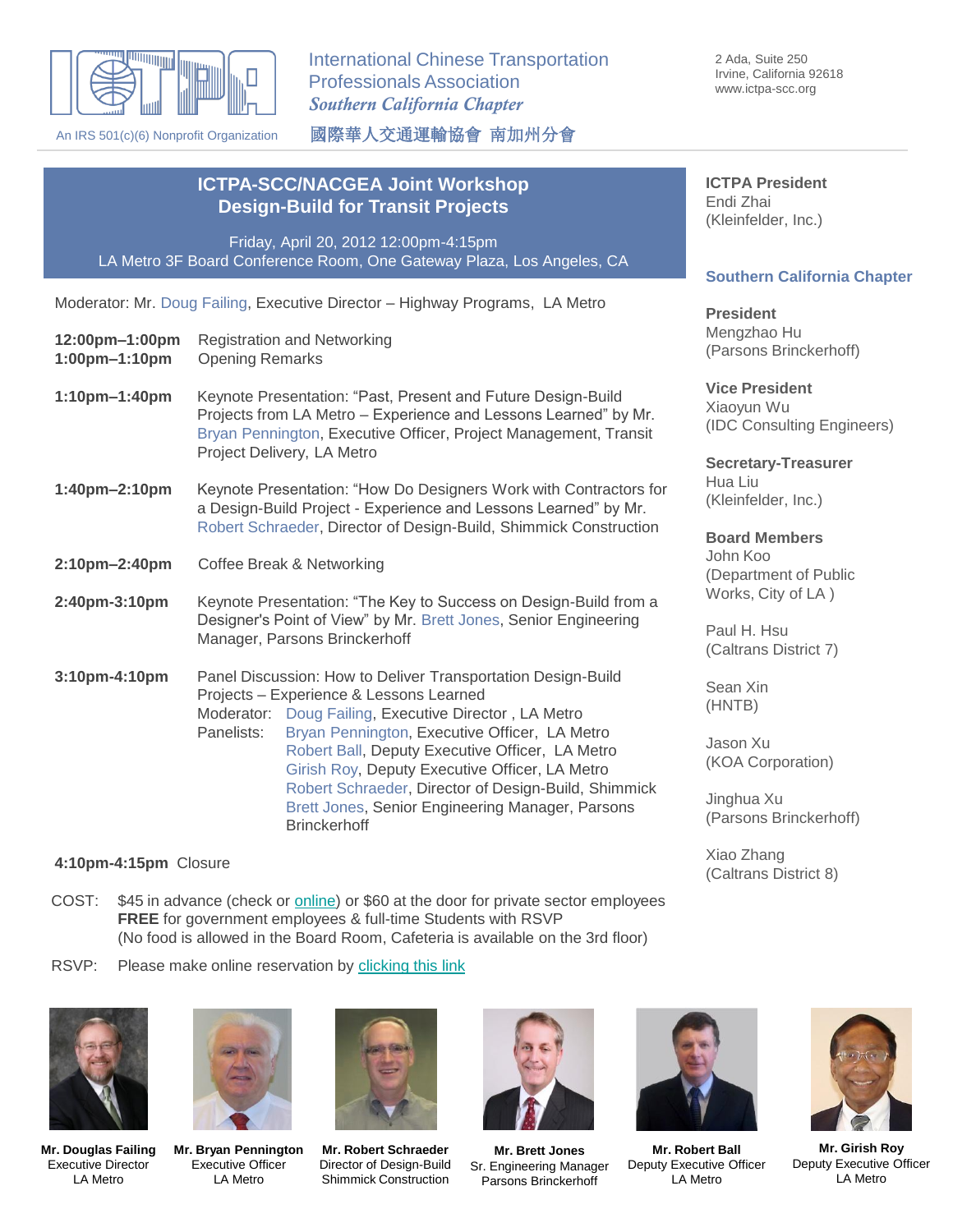# International Chinese Transportation Professionals Association

*Southern California Chapter*

國際華人交通運輸協會 南加州分會

An IRS 501(c)(6) Nonprofit Organization

2 Ada, Suite 250
Irvine, California 92618
www.ictpa-scc.org

## ICTPA-SCC/NACGEA Joint Workshop
## Design-Build for Transit Projects

Friday, April 20, 2012 12:00pm-4:15pm
LA Metro 3F Board Conference Room, One Gateway Plaza, Los Angeles, CA

Moderator: Mr. Doug Failing, Executive Director – Highway Programs, LA Metro

**12:00pm–1:00pm** Registration and Networking
**1:00pm–1:10pm** Opening Remarks

**1:10pm–1:40pm** Keynote Presentation: "Past, Present and Future Design-Build Projects from LA Metro – Experience and Lessons Learned" by Mr. Bryan Pennington, Executive Officer, Project Management, Transit Project Delivery, LA Metro

**1:40pm–2:10pm** Keynote Presentation: "How Do Designers Work with Contractors for a Design-Build Project - Experience and Lessons Learned" by Mr. Robert Schraeder, Director of Design-Build, Shimmick Construction

**2:10pm–2:40pm** Coffee Break & Networking

**2:40pm-3:10pm** Keynote Presentation: "The Key to Success on Design-Build from a Designer's Point of View" by Mr. Brett Jones, Senior Engineering Manager, Parsons Brinckerhoff

**3:10pm-4:10pm** Panel Discussion: How to Deliver Transportation Design-Build Projects – Experience & Lessons Learned
Moderator: Doug Failing, Executive Director , LA Metro
Panelists: Bryan Pennington, Executive Officer, LA Metro
Robert Ball, Deputy Executive Officer, LA Metro
Girish Roy, Deputy Executive Officer, LA Metro
Robert Schraeder, Director of Design-Build, Shimmick
Brett Jones, Senior Engineering Manager, Parsons Brinckerhoff

**4:10pm-4:15pm** Closure

COST: $45 in advance (check or online) or $60 at the door for private sector employees
**FREE** for government employees & full-time Students with RSVP
(No food is allowed in the Board Room, Cafeteria is available on the 3rd floor)

RSVP: Please make online reservation by clicking this link

**ICTPA President**
Endi Zhai
(Kleinfelder, Inc.)

**Southern California Chapter**

**President**
Mengzhao Hu
(Parsons Brinckerhoff)

**Vice President**
Xiaoyun Wu
(IDC Consulting Engineers)

**Secretary-Treasurer**
Hua Liu
(Kleinfelder, Inc.)

**Board Members**
John Koo
(Department of Public Works, City of LA )

Paul H. Hsu
(Caltrans District 7)

Sean Xin
(HNTB)

Jason Xu
(KOA Corporation)

Jinghua Xu
(Parsons Brinckerhoff)

Xiao Zhang
(Caltrans District 8)

**Mr. Douglas Failing**
Executive Director
LA Metro

**Mr. Bryan Pennington**
Executive Officer
LA Metro

**Mr. Robert Schraeder**
Director of Design-Build
Shimmick Construction

**Mr. Brett Jones**
Sr. Engineering Manager
Parsons Brinckerhoff

**Mr. Robert Ball**
Deputy Executive Officer
LA Metro

**Mr. Girish Roy**
Deputy Executive Officer
LA Metro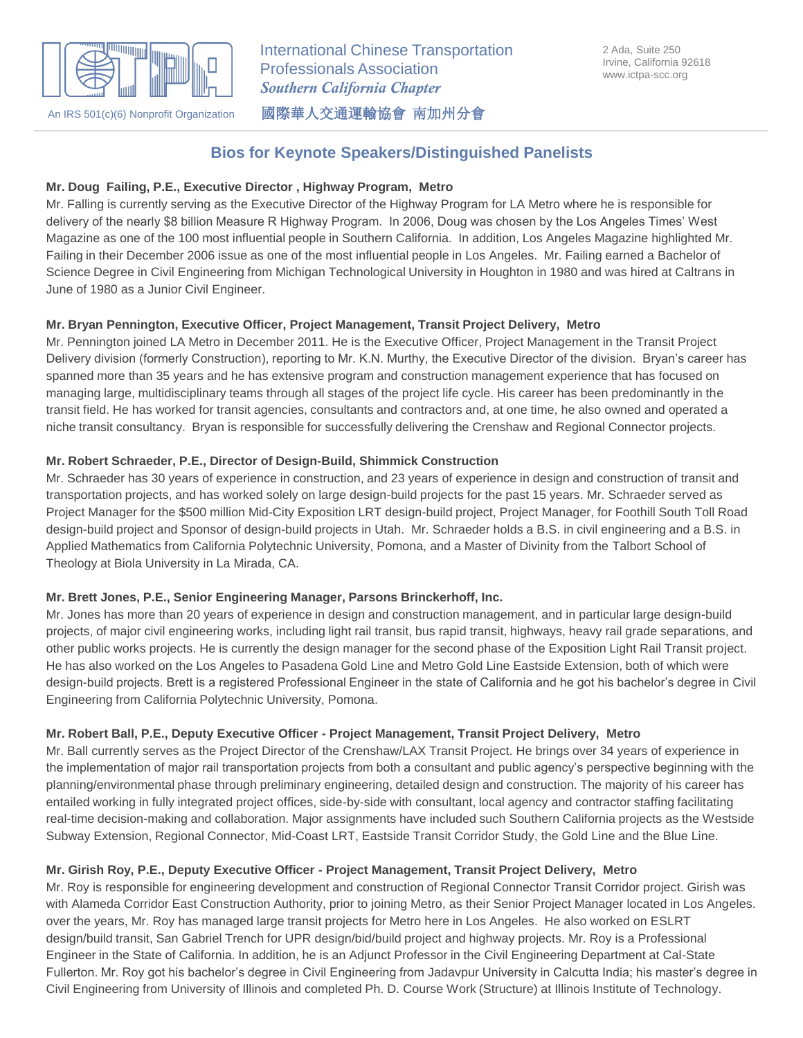International Chinese Transportation Professionals Association
*Southern California Chapter*
國際華人交通運輸協會 南加州分會

An IRS 501(c)(6) Nonprofit Organization

2 Ada, Suite 250
Irvine, California 92618
www.ictpa-scc.org

## Bios for Keynote Speakers/Distinguished Panelists

**Mr. Doug Failing, P.E., Executive Director , Highway Program, Metro**

Mr. Falling is currently serving as the Executive Director of the Highway Program for LA Metro where he is responsible for delivery of the nearly $8 billion Measure R Highway Program. In 2006, Doug was chosen by the Los Angeles Times' West Magazine as one of the 100 most influential people in Southern California. In addition, Los Angeles Magazine highlighted Mr. Failing in their December 2006 issue as one of the most influential people in Los Angeles. Mr. Failing earned a Bachelor of Science Degree in Civil Engineering from Michigan Technological University in Houghton in 1980 and was hired at Caltrans in June of 1980 as a Junior Civil Engineer.

**Mr. Bryan Pennington, Executive Officer, Project Management, Transit Project Delivery, Metro**

Mr. Pennington joined LA Metro in December 2011. He is the Executive Officer, Project Management in the Transit Project Delivery division (formerly Construction), reporting to Mr. K.N. Murthy, the Executive Director of the division. Bryan's career has spanned more than 35 years and he has extensive program and construction management experience that has focused on managing large, multidisciplinary teams through all stages of the project life cycle. His career has been predominantly in the transit field. He has worked for transit agencies, consultants and contractors and, at one time, he also owned and operated a niche transit consultancy. Bryan is responsible for successfully delivering the Crenshaw and Regional Connector projects.

**Mr. Robert Schraeder, P.E., Director of Design-Build, Shimmick Construction**

Mr. Schraeder has 30 years of experience in construction, and 23 years of experience in design and construction of transit and transportation projects, and has worked solely on large design-build projects for the past 15 years. Mr. Schraeder served as Project Manager for the $500 million Mid-City Exposition LRT design-build project, Project Manager, for Foothill South Toll Road design-build project and Sponsor of design-build projects in Utah. Mr. Schraeder holds a B.S. in civil engineering and a B.S. in Applied Mathematics from California Polytechnic University, Pomona, and a Master of Divinity from the Talbort School of Theology at Biola University in La Mirada, CA.

**Mr. Brett Jones, P.E., Senior Engineering Manager, Parsons Brinckerhoff, Inc.**

Mr. Jones has more than 20 years of experience in design and construction management, and in particular large design-build projects, of major civil engineering works, including light rail transit, bus rapid transit, highways, heavy rail grade separations, and other public works projects. He is currently the design manager for the second phase of the Exposition Light Rail Transit project. He has also worked on the Los Angeles to Pasadena Gold Line and Metro Gold Line Eastside Extension, both of which were design-build projects. Brett is a registered Professional Engineer in the state of California and he got his bachelor's degree in Civil Engineering from California Polytechnic University, Pomona.

**Mr. Robert Ball, P.E., Deputy Executive Officer - Project Management, Transit Project Delivery, Metro**

Mr. Ball currently serves as the Project Director of the Crenshaw/LAX Transit Project. He brings over 34 years of experience in the implementation of major rail transportation projects from both a consultant and public agency's perspective beginning with the planning/environmental phase through preliminary engineering, detailed design and construction. The majority of his career has entailed working in fully integrated project offices, side-by-side with consultant, local agency and contractor staffing facilitating real-time decision-making and collaboration. Major assignments have included such Southern California projects as the Westside Subway Extension, Regional Connector, Mid-Coast LRT, Eastside Transit Corridor Study, the Gold Line and the Blue Line.

**Mr. Girish Roy, P.E., Deputy Executive Officer - Project Management, Transit Project Delivery, Metro**

Mr. Roy is responsible for engineering development and construction of Regional Connector Transit Corridor project. Girish was with Alameda Corridor East Construction Authority, prior to joining Metro, as their Senior Project Manager located in Los Angeles. over the years, Mr. Roy has managed large transit projects for Metro here in Los Angeles. He also worked on ESLRT design/build transit, San Gabriel Trench for UPR design/bid/build project and highway projects. Mr. Roy is a Professional Engineer in the State of California. In addition, he is an Adjunct Professor in the Civil Engineering Department at Cal-State Fullerton. Mr. Roy got his bachelor's degree in Civil Engineering from Jadavpur University in Calcutta India; his master's degree in Civil Engineering from University of Illinois and completed Ph. D. Course Work (Structure) at Illinois Institute of Technology.